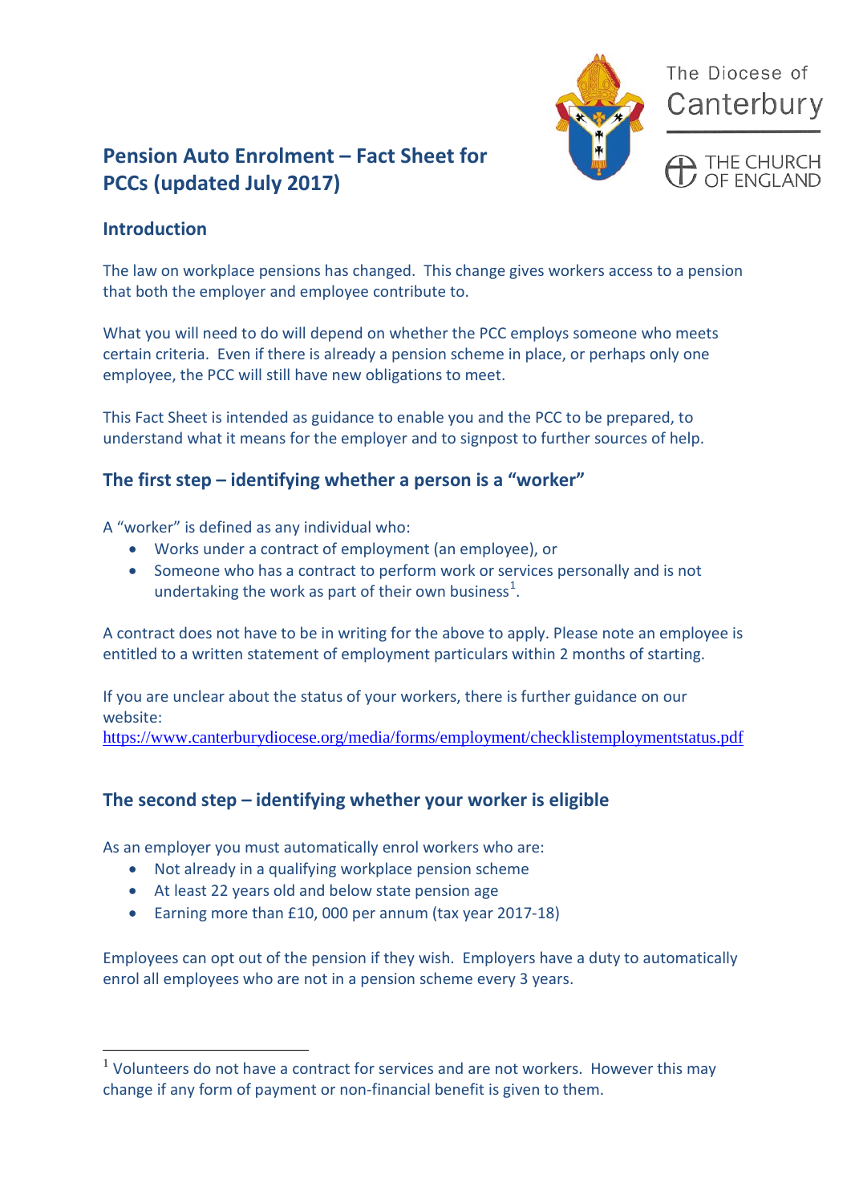The Diocese of Canterbury

THE CHURCH OF ENGLAND

# Pension Auto Enrolment – Fact Sheet for PCCs (updated July 2017)

## Introduction

The law on workplace pensions has changed. This change gives workers access to a pension that both the employer and employee contribute to.

What you will need to do will depend on whether the PCC employs someone who meets certain criteria. Even if there is already a pension scheme in place, or perhaps only one employee, the PCC will still have new obligations to meet.

This Fact Sheet is intended as guidance to enable you and the PCC to be prepared, to understand what it means for the employer and to signpost to further sources of help.

## The first step – identifying whether a person is a "worker"

A "worker" is defined as any individual who:

- Works under a contract of employment (an employee), or
- Someone who has a contract to perform work or services personally and is not undertaking the work as part of their own business[1].

A contract does not have to be in writing for the above to apply. Please note an employee is entitled to a written statement of employment particulars within 2 months of starting.

If you are unclear about the status of your workers, there is further guidance on our website:
https://www.canterburydiocese.org/media/forms/employment/checklistemploymentstatus.pdf

## The second step – identifying whether your worker is eligible

As an employer you must automatically enrol workers who are:

- Not already in a qualifying workplace pension scheme
- At least 22 years old and below state pension age
- Earning more than £10, 000 per annum (tax year 2017-18)

Employees can opt out of the pension if they wish. Employers have a duty to automatically enrol all employees who are not in a pension scheme every 3 years.

---

[1] Volunteers do not have a contract for services and are not workers. However this may change if any form of payment or non-financial benefit is given to them.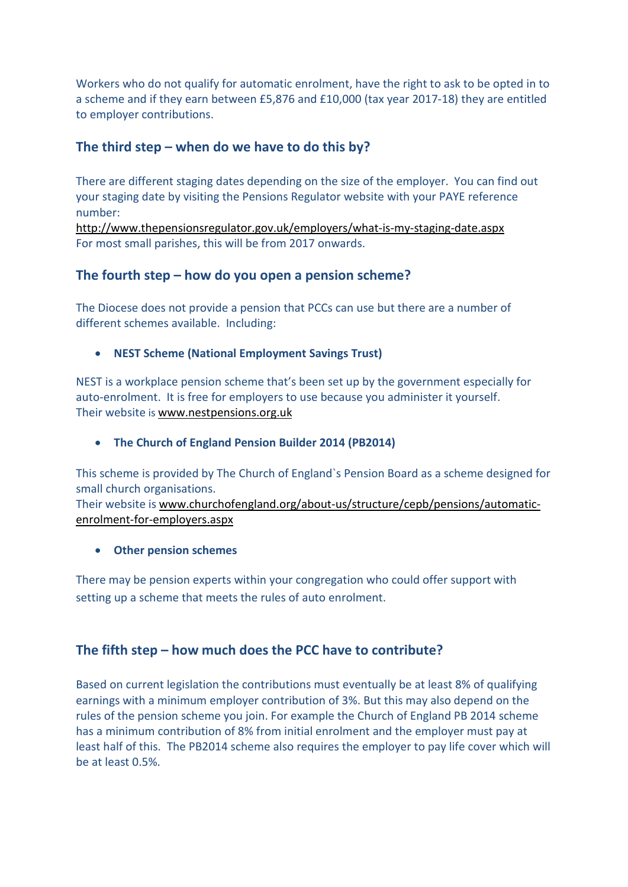Workers who do not qualify for automatic enrolment, have the right to ask to be opted in to a scheme and if they earn between £5,876 and £10,000 (tax year 2017-18) they are entitled to employer contributions.

## The third step – when do we have to do this by?

There are different staging dates depending on the size of the employer. You can find out your staging date by visiting the Pensions Regulator website with your PAYE reference number:
http://www.thepensionsregulator.gov.uk/employers/what-is-my-staging-date.aspx
For most small parishes, this will be from 2017 onwards.

## The fourth step – how do you open a pension scheme?

The Diocese does not provide a pension that PCCs can use but there are a number of different schemes available. Including:

- **NEST Scheme (National Employment Savings Trust)**

NEST is a workplace pension scheme that's been set up by the government especially for auto-enrolment. It is free for employers to use because you administer it yourself.
Their website is www.nestpensions.org.uk

- **The Church of England Pension Builder 2014 (PB2014)**

This scheme is provided by The Church of England`s Pension Board as a scheme designed for small church organisations.
Their website is www.churchofengland.org/about-us/structure/cepb/pensions/automatic-enrolment-for-employers.aspx

- **Other pension schemes**

There may be pension experts within your congregation who could offer support with setting up a scheme that meets the rules of auto enrolment.

## The fifth step – how much does the PCC have to contribute?

Based on current legislation the contributions must eventually be at least 8% of qualifying earnings with a minimum employer contribution of 3%. But this may also depend on the rules of the pension scheme you join. For example the Church of England PB 2014 scheme has a minimum contribution of 8% from initial enrolment and the employer must pay at least half of this. The PB2014 scheme also requires the employer to pay life cover which will be at least 0.5%.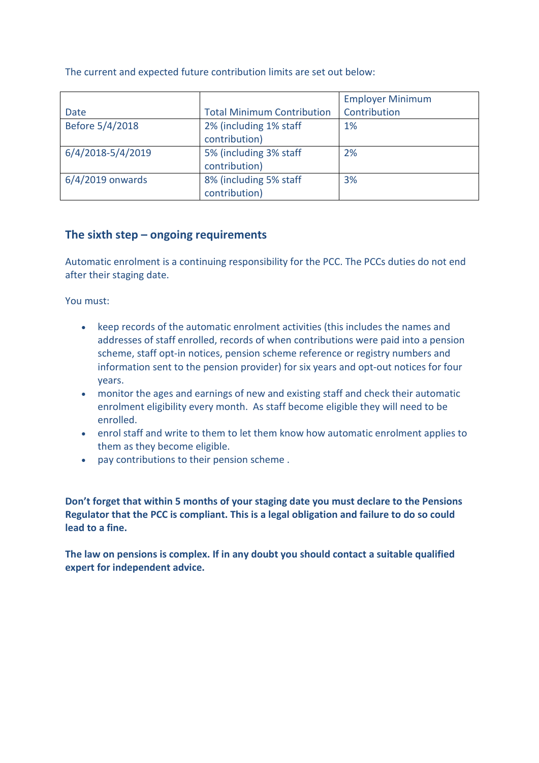The current and expected future contribution limits are set out below:

| Date | Total Minimum Contribution | Employer Minimum Contribution |
|---|---|---|
| Before 5/4/2018 | 2% (including 1% staff contribution) | 1% |
| 6/4/2018-5/4/2019 | 5% (including 3% staff contribution) | 2% |
| 6/4/2019 onwards | 8% (including 5% staff contribution) | 3% |

## The sixth step – ongoing requirements

Automatic enrolment is a continuing responsibility for the PCC. The PCCs duties do not end after their staging date.

You must:

- keep records of the automatic enrolment activities (this includes the names and addresses of staff enrolled, records of when contributions were paid into a pension scheme, staff opt-in notices, pension scheme reference or registry numbers and information sent to the pension provider) for six years and opt-out notices for four years.
- monitor the ages and earnings of new and existing staff and check their automatic enrolment eligibility every month. As staff become eligible they will need to be enrolled.
- enrol staff and write to them to let them know how automatic enrolment applies to them as they become eligible.
- pay contributions to their pension scheme .

**Don't forget that within 5 months of your staging date you must declare to the Pensions Regulator that the PCC is compliant. This is a legal obligation and failure to do so could lead to a fine.**

**The law on pensions is complex. If in any doubt you should contact a suitable qualified expert for independent advice.**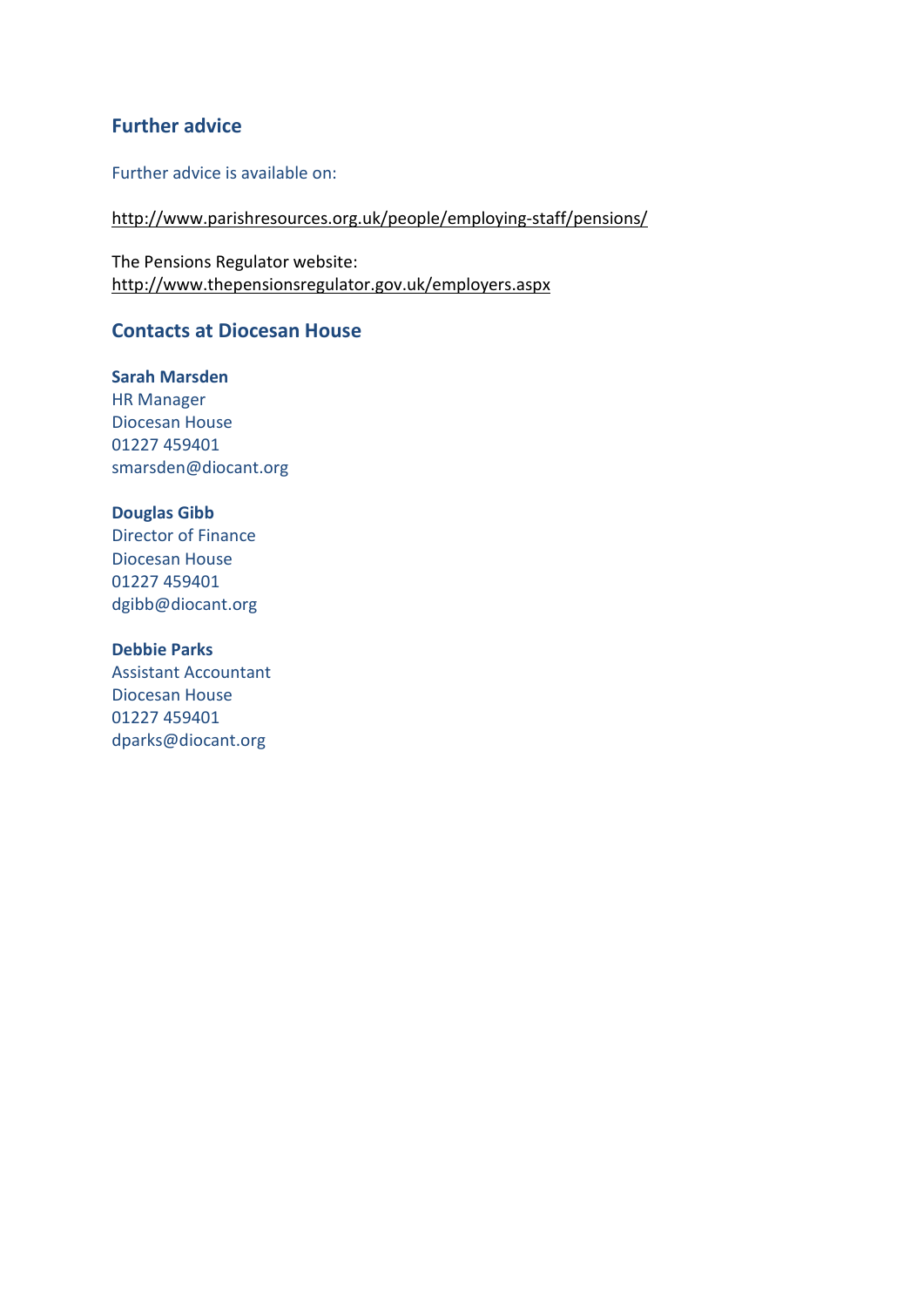## Further advice

Further advice is available on:

http://www.parishresources.org.uk/people/employing-staff/pensions/

The Pensions Regulator website:
http://www.thepensionsregulator.gov.uk/employers.aspx

## Contacts at Diocesan House

**Sarah Marsden**
HR Manager
Diocesan House
01227 459401
smarsden@diocant.org

**Douglas Gibb**
Director of Finance
Diocesan House
01227 459401
dgibb@diocant.org

**Debbie Parks**
Assistant Accountant
Diocesan House
01227 459401
dparks@diocant.org